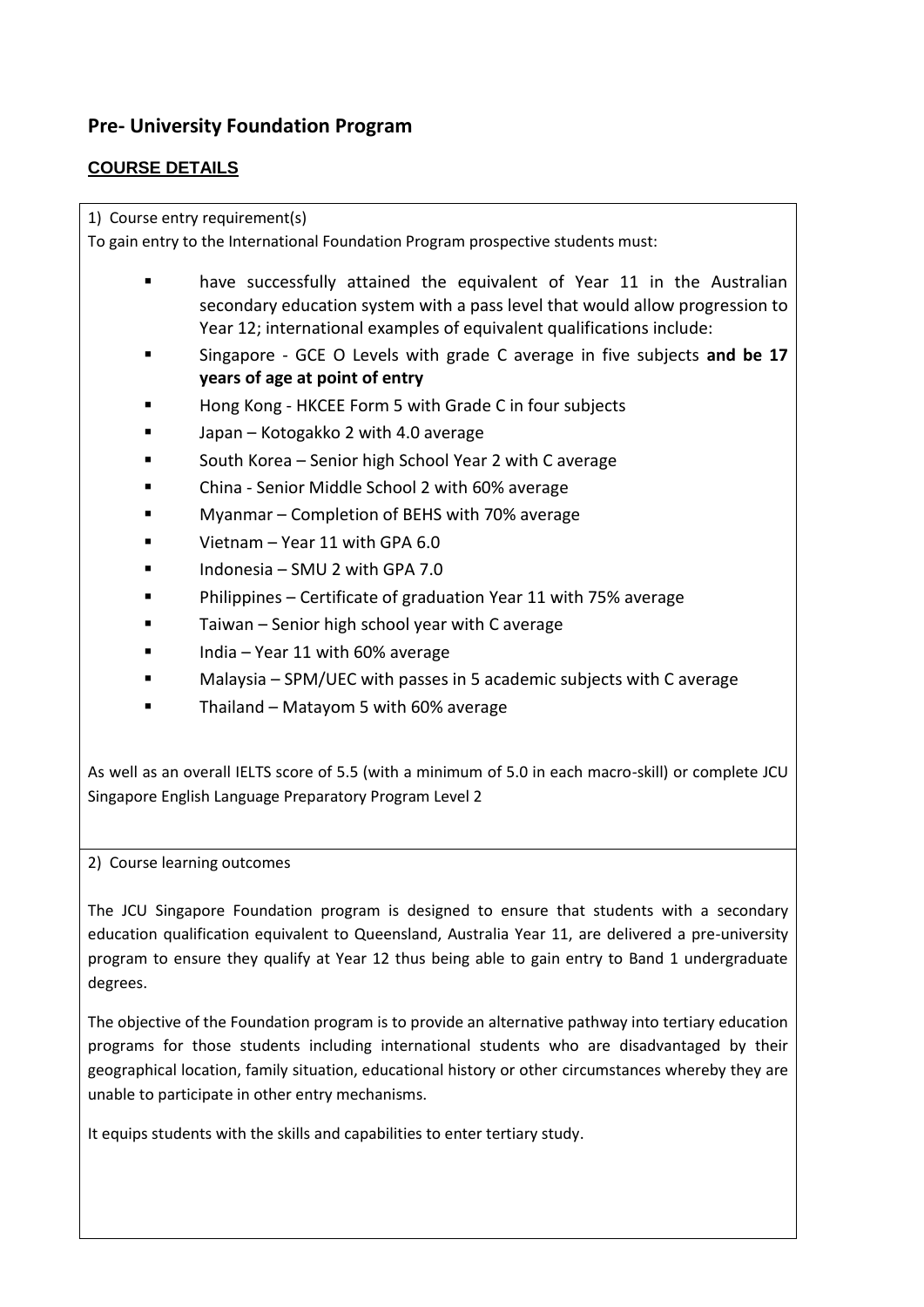## Pre- University Foundation Program

### COURSE DETAILS

1) Course entry requirement(s)

To gain entry to the International Foundation Program prospective students must:

- have successfully attained the equivalent of Year 11 in the Australian secondary education system with a pass level that would allow progression to Year 12; international examples of equivalent qualifications include:
- Singapore - GCE O Levels with grade C average in five subjects **and be 17 years of age at point of entry**
- Hong Kong - HKCEE Form 5 with Grade C in four subjects
- Japan – Kotogakko 2 with 4.0 average
- South Korea – Senior high School Year 2 with C average
- China - Senior Middle School 2 with 60% average
- Myanmar – Completion of BEHS with 70% average
- Vietnam – Year 11 with GPA 6.0
- Indonesia – SMU 2 with GPA 7.0
- Philippines – Certificate of graduation Year 11 with 75% average
- Taiwan – Senior high school year with C average
- India – Year 11 with 60% average
- Malaysia – SPM/UEC with passes in 5 academic subjects with C average
- Thailand – Matayom 5 with 60% average

As well as an overall IELTS score of 5.5 (with a minimum of 5.0 in each macro-skill) or complete JCU Singapore English Language Preparatory Program Level 2

2) Course learning outcomes

The JCU Singapore Foundation program is designed to ensure that students with a secondary education qualification equivalent to Queensland, Australia Year 11, are delivered a pre-university program to ensure they qualify at Year 12 thus being able to gain entry to Band 1 undergraduate degrees.

The objective of the Foundation program is to provide an alternative pathway into tertiary education programs for those students including international students who are disadvantaged by their geographical location, family situation, educational history or other circumstances whereby they are unable to participate in other entry mechanisms.

It equips students with the skills and capabilities to enter tertiary study.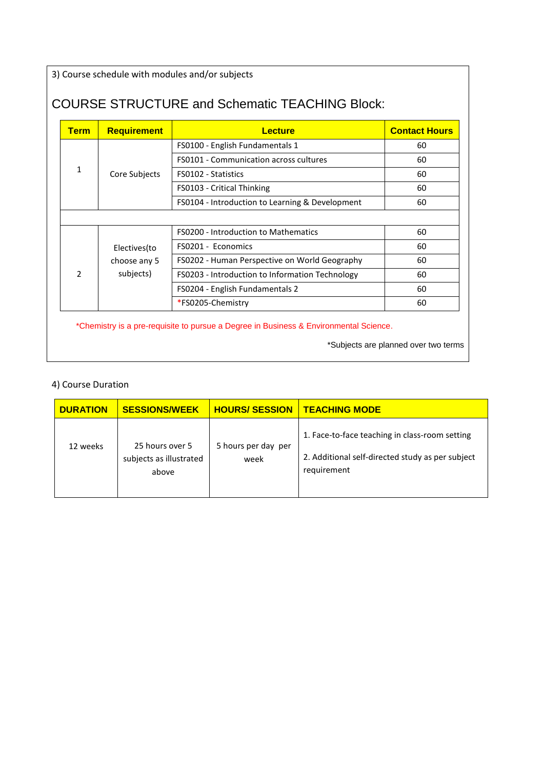3) Course schedule with modules and/or subjects

## COURSE STRUCTURE and Schematic TEACHING Block:

| Term | Requirement | Lecture | Contact Hours |
|---|---|---|---|
| 1 | Core Subjects | FS0100 - English Fundamentals 1 | 60 |
| | | FS0101 - Communication across cultures | 60 |
| | | FS0102 - Statistics | 60 |
| | | FS0103 - Critical Thinking | 60 |
| | | FS0104 - Introduction to Learning & Development | 60 |
| | | | |
| 2 | Electives(to choose any 5 subjects) | FS0200 - Introduction to Mathematics | 60 |
| | | FS0201 - Economics | 60 |
| | | FS0202 - Human Perspective on World Geography | 60 |
| | | FS0203 - Introduction to Information Technology | 60 |
| | | FS0204 - English Fundamentals 2 | 60 |
| | | *FS0205-Chemistry | 60 |

*Chemistry is a pre-requisite to pursue a Degree in Business & Environmental Science.

*Subjects are planned over two terms

4) Course Duration

| DURATION | SESSIONS/WEEK | HOURS/ SESSION | TEACHING MODE |
|---|---|---|---|
| 12 weeks | 25 hours over 5 subjects as illustrated above | 5 hours per day per week | 1. Face-to-face teaching in class-room setting<br>2. Additional self-directed study as per subject requirement |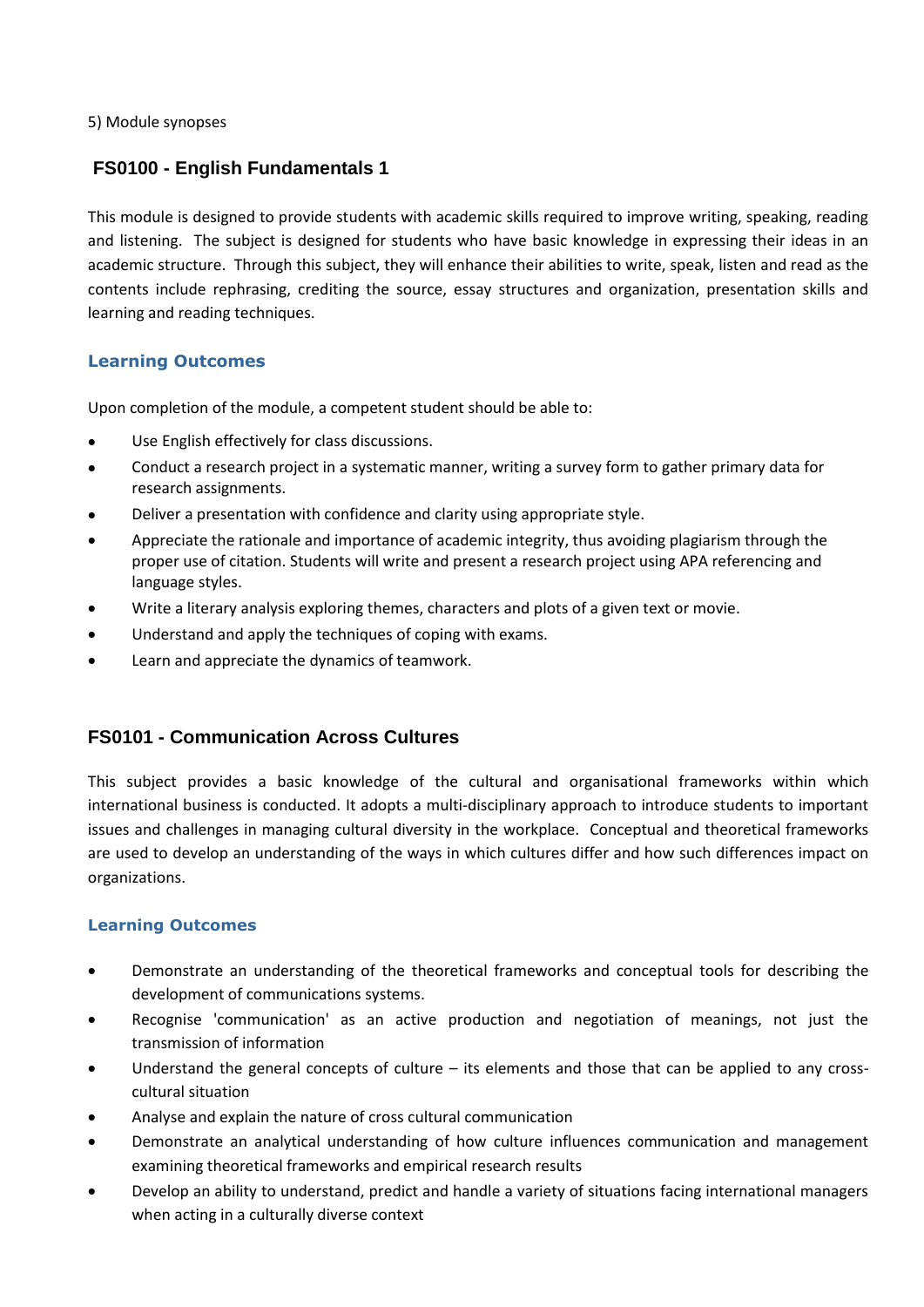5) Module synopses

## FS0100 - English Fundamentals 1

This module is designed to provide students with academic skills required to improve writing, speaking, reading and listening. The subject is designed for students who have basic knowledge in expressing their ideas in an academic structure. Through this subject, they will enhance their abilities to write, speak, listen and read as the contents include rephrasing, crediting the source, essay structures and organization, presentation skills and learning and reading techniques.

### Learning Outcomes

Upon completion of the module, a competent student should be able to:

- Use English effectively for class discussions.
- Conduct a research project in a systematic manner, writing a survey form to gather primary data for research assignments.
- Deliver a presentation with confidence and clarity using appropriate style.
- Appreciate the rationale and importance of academic integrity, thus avoiding plagiarism through the proper use of citation. Students will write and present a research project using APA referencing and language styles.
- Write a literary analysis exploring themes, characters and plots of a given text or movie.
- Understand and apply the techniques of coping with exams.
- Learn and appreciate the dynamics of teamwork.

## FS0101 - Communication Across Cultures

This subject provides a basic knowledge of the cultural and organisational frameworks within which international business is conducted. It adopts a multi-disciplinary approach to introduce students to important issues and challenges in managing cultural diversity in the workplace. Conceptual and theoretical frameworks are used to develop an understanding of the ways in which cultures differ and how such differences impact on organizations.

### Learning Outcomes

- Demonstrate an understanding of the theoretical frameworks and conceptual tools for describing the development of communications systems.
- Recognise 'communication' as an active production and negotiation of meanings, not just the transmission of information
- Understand the general concepts of culture – its elements and those that can be applied to any cross-cultural situation
- Analyse and explain the nature of cross cultural communication
- Demonstrate an analytical understanding of how culture influences communication and management examining theoretical frameworks and empirical research results
- Develop an ability to understand, predict and handle a variety of situations facing international managers when acting in a culturally diverse context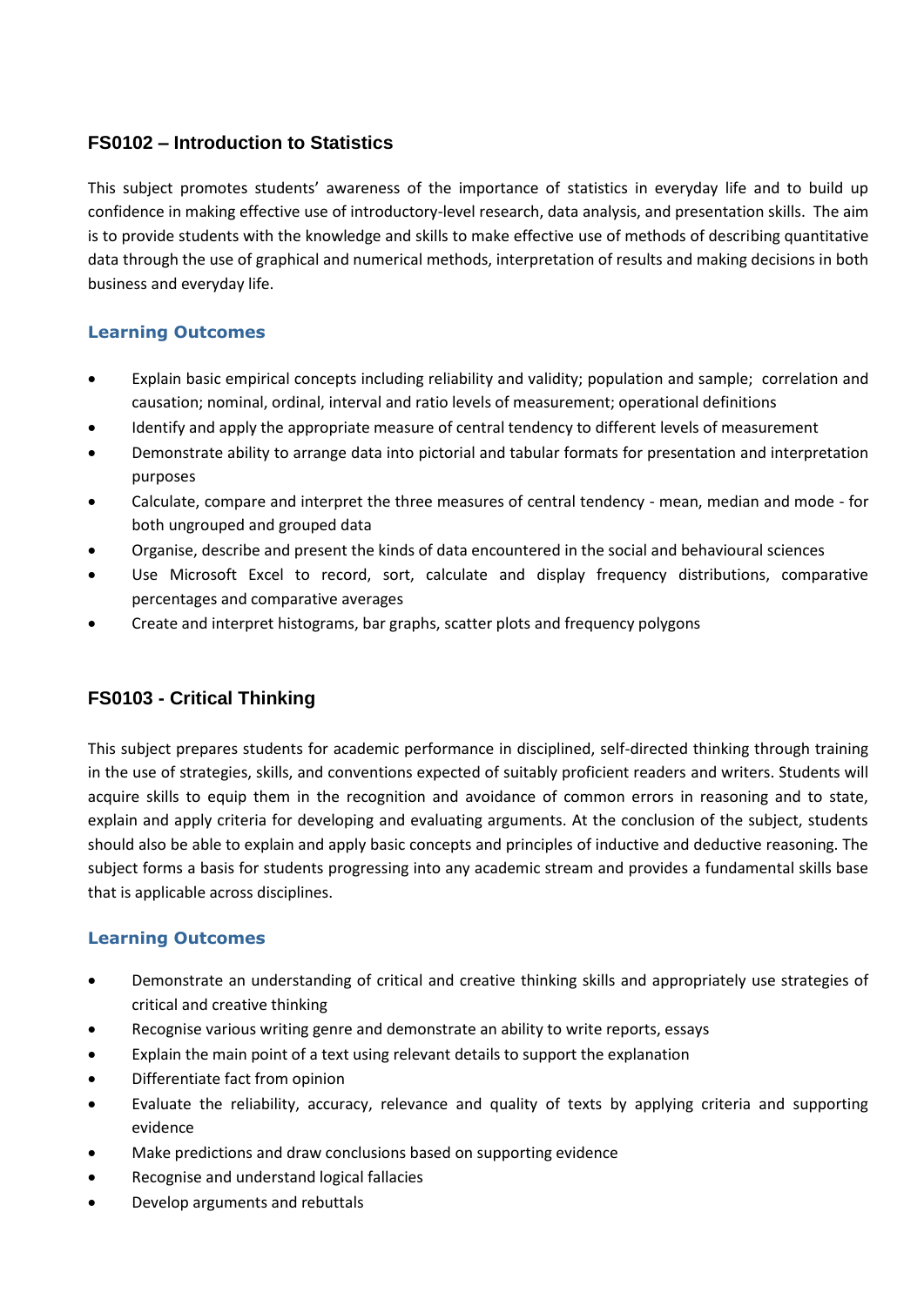## FS0102 – Introduction to Statistics

This subject promotes students' awareness of the importance of statistics in everyday life and to build up confidence in making effective use of introductory-level research, data analysis, and presentation skills. The aim is to provide students with the knowledge and skills to make effective use of methods of describing quantitative data through the use of graphical and numerical methods, interpretation of results and making decisions in both business and everyday life.

### Learning Outcomes

- Explain basic empirical concepts including reliability and validity; population and sample; correlation and causation; nominal, ordinal, interval and ratio levels of measurement; operational definitions
- Identify and apply the appropriate measure of central tendency to different levels of measurement
- Demonstrate ability to arrange data into pictorial and tabular formats for presentation and interpretation purposes
- Calculate, compare and interpret the three measures of central tendency - mean, median and mode - for both ungrouped and grouped data
- Organise, describe and present the kinds of data encountered in the social and behavioural sciences
- Use Microsoft Excel to record, sort, calculate and display frequency distributions, comparative percentages and comparative averages
- Create and interpret histograms, bar graphs, scatter plots and frequency polygons

## FS0103 - Critical Thinking

This subject prepares students for academic performance in disciplined, self-directed thinking through training in the use of strategies, skills, and conventions expected of suitably proficient readers and writers. Students will acquire skills to equip them in the recognition and avoidance of common errors in reasoning and to state, explain and apply criteria for developing and evaluating arguments. At the conclusion of the subject, students should also be able to explain and apply basic concepts and principles of inductive and deductive reasoning. The subject forms a basis for students progressing into any academic stream and provides a fundamental skills base that is applicable across disciplines.

### Learning Outcomes

- Demonstrate an understanding of critical and creative thinking skills and appropriately use strategies of critical and creative thinking
- Recognise various writing genre and demonstrate an ability to write reports, essays
- Explain the main point of a text using relevant details to support the explanation
- Differentiate fact from opinion
- Evaluate the reliability, accuracy, relevance and quality of texts by applying criteria and supporting evidence
- Make predictions and draw conclusions based on supporting evidence
- Recognise and understand logical fallacies
- Develop arguments and rebuttals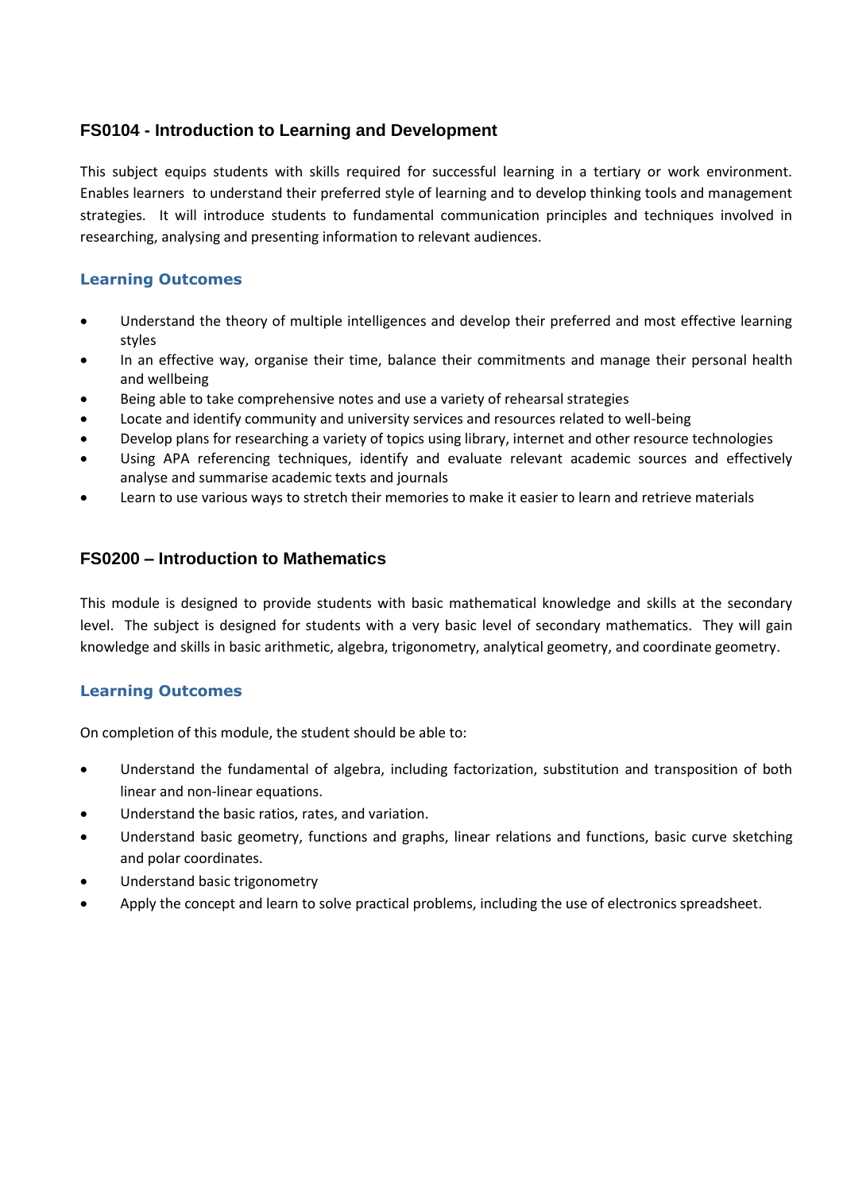## FS0104 - Introduction to Learning and Development

This subject equips students with skills required for successful learning in a tertiary or work environment. Enables learners to understand their preferred style of learning and to develop thinking tools and management strategies. It will introduce students to fundamental communication principles and techniques involved in researching, analysing and presenting information to relevant audiences.

### Learning Outcomes

- Understand the theory of multiple intelligences and develop their preferred and most effective learning styles
- In an effective way, organise their time, balance their commitments and manage their personal health and wellbeing
- Being able to take comprehensive notes and use a variety of rehearsal strategies
- Locate and identify community and university services and resources related to well-being
- Develop plans for researching a variety of topics using library, internet and other resource technologies
- Using APA referencing techniques, identify and evaluate relevant academic sources and effectively analyse and summarise academic texts and journals
- Learn to use various ways to stretch their memories to make it easier to learn and retrieve materials

## FS0200 – Introduction to Mathematics

This module is designed to provide students with basic mathematical knowledge and skills at the secondary level. The subject is designed for students with a very basic level of secondary mathematics. They will gain knowledge and skills in basic arithmetic, algebra, trigonometry, analytical geometry, and coordinate geometry.

### Learning Outcomes

On completion of this module, the student should be able to:

- Understand the fundamental of algebra, including factorization, substitution and transposition of both linear and non-linear equations.
- Understand the basic ratios, rates, and variation.
- Understand basic geometry, functions and graphs, linear relations and functions, basic curve sketching and polar coordinates.
- Understand basic trigonometry
- Apply the concept and learn to solve practical problems, including the use of electronics spreadsheet.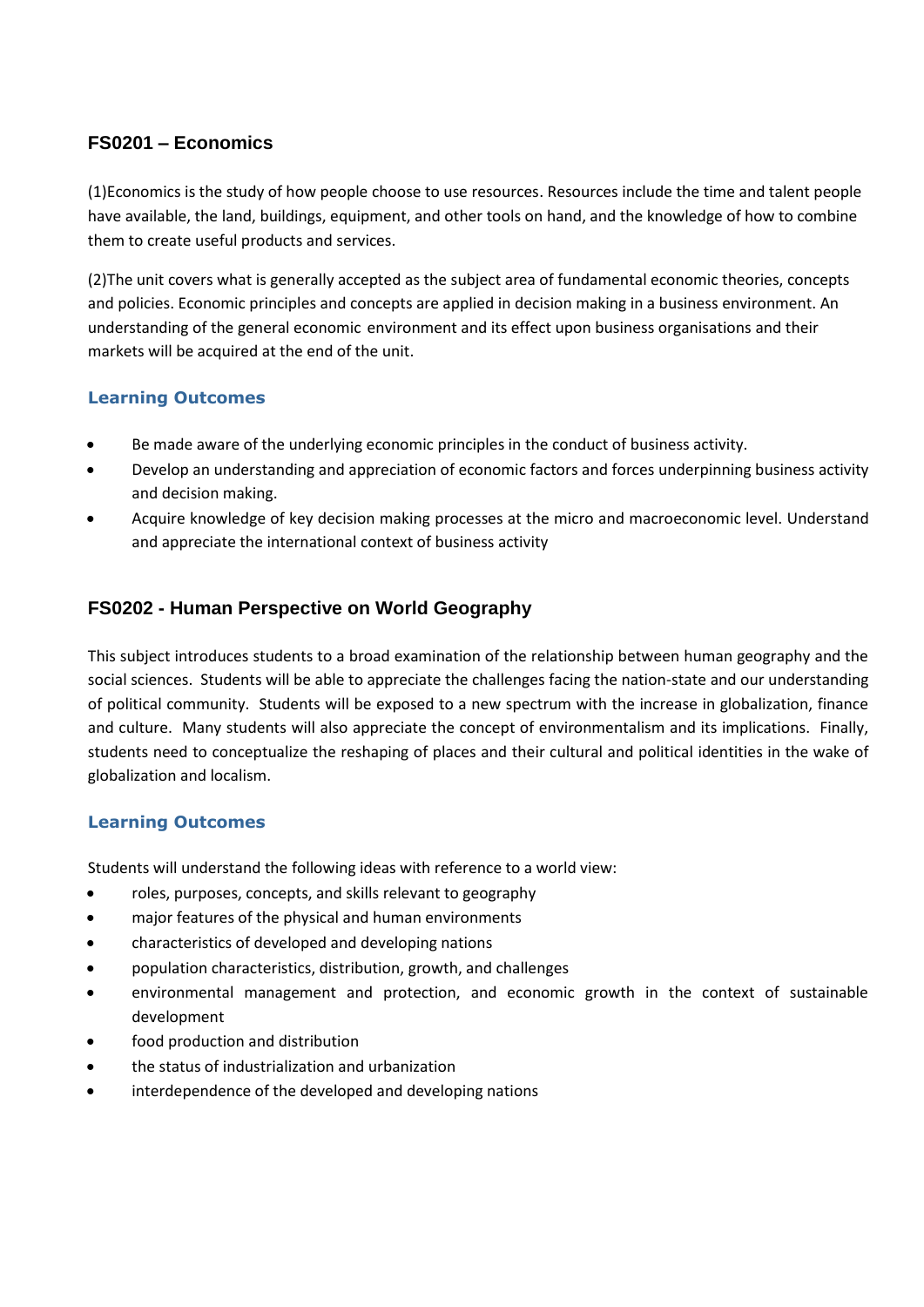## FS0201 – Economics

(1)Economics is the study of how people choose to use resources. Resources include the time and talent people have available, the land, buildings, equipment, and other tools on hand, and the knowledge of how to combine them to create useful products and services.

(2)The unit covers what is generally accepted as the subject area of fundamental economic theories, concepts and policies. Economic principles and concepts are applied in decision making in a business environment. An understanding of the general economic environment and its effect upon business organisations and their markets will be acquired at the end of the unit.

### Learning Outcomes

- Be made aware of the underlying economic principles in the conduct of business activity.
- Develop an understanding and appreciation of economic factors and forces underpinning business activity and decision making.
- Acquire knowledge of key decision making processes at the micro and macroeconomic level. Understand and appreciate the international context of business activity

## FS0202 - Human Perspective on World Geography

This subject introduces students to a broad examination of the relationship between human geography and the social sciences. Students will be able to appreciate the challenges facing the nation-state and our understanding of political community. Students will be exposed to a new spectrum with the increase in globalization, finance and culture. Many students will also appreciate the concept of environmentalism and its implications. Finally, students need to conceptualize the reshaping of places and their cultural and political identities in the wake of globalization and localism.

### Learning Outcomes

Students will understand the following ideas with reference to a world view:

- roles, purposes, concepts, and skills relevant to geography
- major features of the physical and human environments
- characteristics of developed and developing nations
- population characteristics, distribution, growth, and challenges
- environmental management and protection, and economic growth in the context of sustainable development
- food production and distribution
- the status of industrialization and urbanization
- interdependence of the developed and developing nations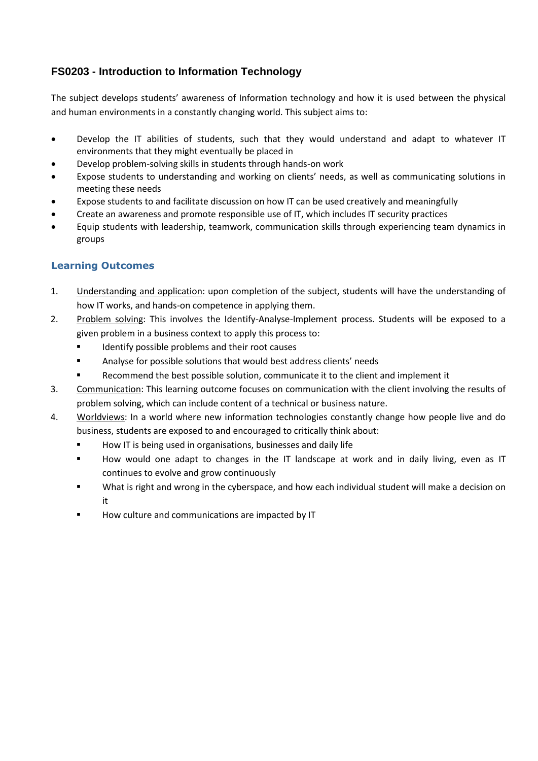## FS0203 - Introduction to Information Technology

The subject develops students' awareness of Information technology and how it is used between the physical and human environments in a constantly changing world. This subject aims to:

- Develop the IT abilities of students, such that they would understand and adapt to whatever IT environments that they might eventually be placed in
- Develop problem-solving skills in students through hands-on work
- Expose students to understanding and working on clients' needs, as well as communicating solutions in meeting these needs
- Expose students to and facilitate discussion on how IT can be used creatively and meaningfully
- Create an awareness and promote responsible use of IT, which includes IT security practices
- Equip students with leadership, teamwork, communication skills through experiencing team dynamics in groups

### Learning Outcomes

1. <u>Understanding and application</u>: upon completion of the subject, students will have the understanding of how IT works, and hands-on competence in applying them.
2. <u>Problem solving</u>: This involves the Identify-Analyse-Implement process. Students will be exposed to a given problem in a business context to apply this process to:
   - Identify possible problems and their root causes
   - Analyse for possible solutions that would best address clients' needs
   - Recommend the best possible solution, communicate it to the client and implement it
3. <u>Communication</u>: This learning outcome focuses on communication with the client involving the results of problem solving, which can include content of a technical or business nature.
4. <u>Worldviews</u>: In a world where new information technologies constantly change how people live and do business, students are exposed to and encouraged to critically think about:
   - How IT is being used in organisations, businesses and daily life
   - How would one adapt to changes in the IT landscape at work and in daily living, even as IT continues to evolve and grow continuously
   - What is right and wrong in the cyberspace, and how each individual student will make a decision on it
   - How culture and communications are impacted by IT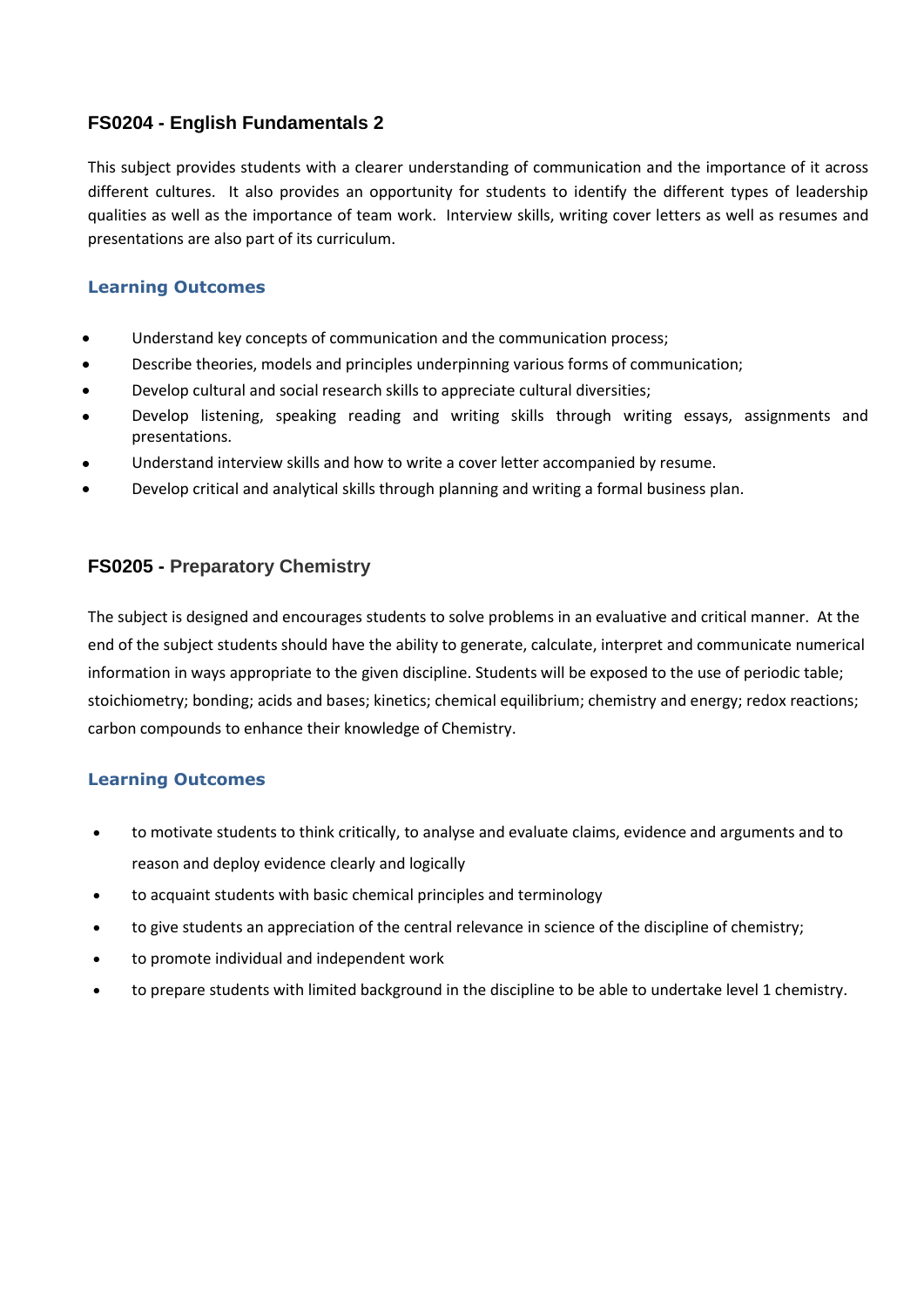## FS0204 - English Fundamentals 2

This subject provides students with a clearer understanding of communication and the importance of it across different cultures. It also provides an opportunity for students to identify the different types of leadership qualities as well as the importance of team work. Interview skills, writing cover letters as well as resumes and presentations are also part of its curriculum.

### Learning Outcomes

- Understand key concepts of communication and the communication process;
- Describe theories, models and principles underpinning various forms of communication;
- Develop cultural and social research skills to appreciate cultural diversities;
- Develop listening, speaking reading and writing skills through writing essays, assignments and presentations.
- Understand interview skills and how to write a cover letter accompanied by resume.
- Develop critical and analytical skills through planning and writing a formal business plan.

## FS0205 - Preparatory Chemistry

The subject is designed and encourages students to solve problems in an evaluative and critical manner. At the end of the subject students should have the ability to generate, calculate, interpret and communicate numerical information in ways appropriate to the given discipline. Students will be exposed to the use of periodic table; stoichiometry; bonding; acids and bases; kinetics; chemical equilibrium; chemistry and energy; redox reactions; carbon compounds to enhance their knowledge of Chemistry.

### Learning Outcomes

- to motivate students to think critically, to analyse and evaluate claims, evidence and arguments and to reason and deploy evidence clearly and logically
- to acquaint students with basic chemical principles and terminology
- to give students an appreciation of the central relevance in science of the discipline of chemistry;
- to promote individual and independent work
- to prepare students with limited background in the discipline to be able to undertake level 1 chemistry.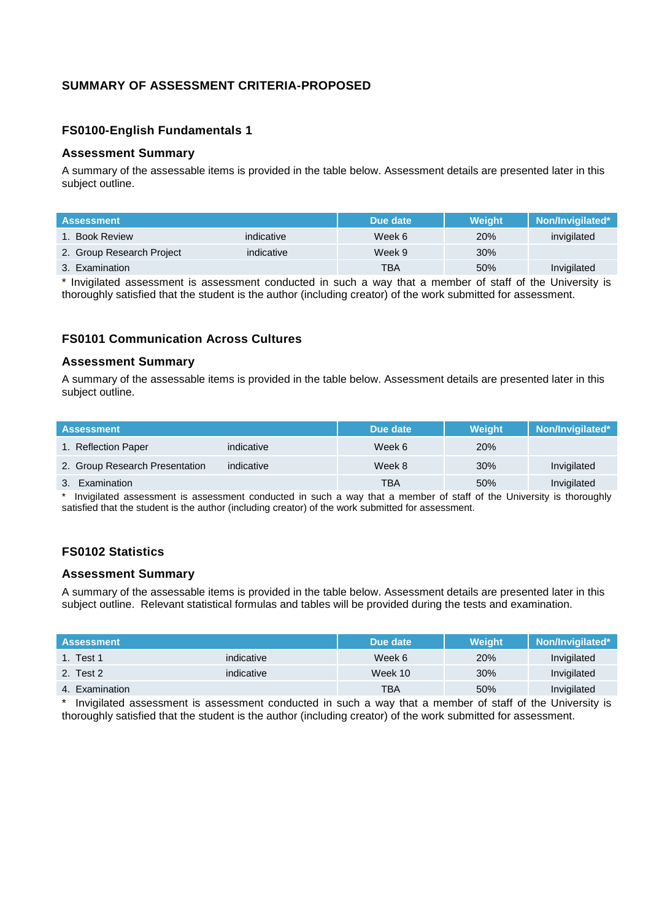## SUMMARY OF ASSESSMENT CRITERIA-PROPOSED

### FS0100-English Fundamentals 1

#### Assessment Summary

A summary of the assessable items is provided in the table below. Assessment details are presented later in this subject outline.

| Assessment | | Due date | Weight | Non/Invigilated* |
|---|---|---|---|---|
| 1. Book Review | indicative | Week 6 | 20% | invigilated |
| 2. Group Research Project | indicative | Week 9 | 30% | |
| 3. Examination | | TBA | 50% | Invigilated |

* Invigilated assessment is assessment conducted in such a way that a member of staff of the University is thoroughly satisfied that the student is the author (including creator) of the work submitted for assessment.

### FS0101 Communication Across Cultures

#### Assessment Summary

A summary of the assessable items is provided in the table below. Assessment details are presented later in this subject outline.

| Assessment | | Due date | Weight | Non/Invigilated* |
|---|---|---|---|---|
| 1. Reflection Paper | indicative | Week 6 | 20% | |
| 2. Group Research Presentation | indicative | Week 8 | 30% | Invigilated |
| 3. Examination | | TBA | 50% | Invigilated |

* Invigilated assessment is assessment conducted in such a way that a member of staff of the University is thoroughly satisfied that the student is the author (including creator) of the work submitted for assessment.

### FS0102 Statistics

#### Assessment Summary

A summary of the assessable items is provided in the table below. Assessment details are presented later in this subject outline. Relevant statistical formulas and tables will be provided during the tests and examination.

| Assessment | | Due date | Weight | Non/Invigilated* |
|---|---|---|---|---|
| 1. Test 1 | indicative | Week 6 | 20% | Invigilated |
| 2. Test 2 | indicative | Week 10 | 30% | Invigilated |
| 4. Examination | | TBA | 50% | Invigilated |

* Invigilated assessment is assessment conducted in such a way that a member of staff of the University is thoroughly satisfied that the student is the author (including creator) of the work submitted for assessment.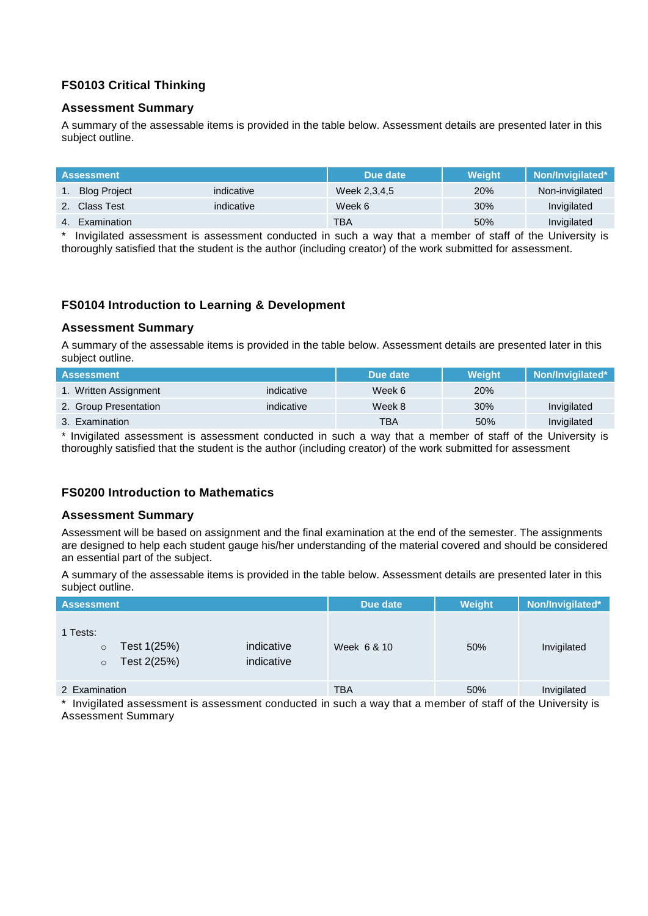## FS0103 Critical Thinking

### Assessment Summary

A summary of the assessable items is provided in the table below. Assessment details are presented later in this subject outline.

| Assessment | | Due date | Weight | Non/Invigilated* |
|---|---|---|---|---|
| 1. Blog Project | indicative | Week 2,3,4,5 | 20% | Non-invigilated |
| 2. Class Test | indicative | Week 6 | 30% | Invigilated |
| 4. Examination | | TBA | 50% | Invigilated |

\* Invigilated assessment is assessment conducted in such a way that a member of staff of the University is thoroughly satisfied that the student is the author (including creator) of the work submitted for assessment.

## FS0104 Introduction to Learning & Development

### Assessment Summary

A summary of the assessable items is provided in the table below. Assessment details are presented later in this subject outline.

| Assessment | | Due date | Weight | Non/Invigilated* |
|---|---|---|---|---|
| 1. Written Assignment | indicative | Week 6 | 20% | |
| 2. Group Presentation | indicative | Week 8 | 30% | Invigilated |
| 3. Examination | | TBA | 50% | Invigilated |

\* Invigilated assessment is assessment conducted in such a way that a member of staff of the University is thoroughly satisfied that the student is the author (including creator) of the work submitted for assessment

## FS0200 Introduction to Mathematics

### Assessment Summary

Assessment will be based on assignment and the final examination at the end of the semester. The assignments are designed to help each student gauge his/her understanding of the material covered and should be considered an essential part of the subject.

A summary of the assessable items is provided in the table below. Assessment details are presented later in this subject outline.

| Assessment | | Due date | Weight | Non/Invigilated* |
|---|---|---|---|---|
| 1 Tests:<br>○ Test 1(25%)<br>○ Test 2(25%) | <br>indicative<br>indicative | Week 6 & 10 | 50% | Invigilated |
| 2 Examination | | TBA | 50% | Invigilated |

\* Invigilated assessment is assessment conducted in such a way that a member of staff of the University is Assessment Summary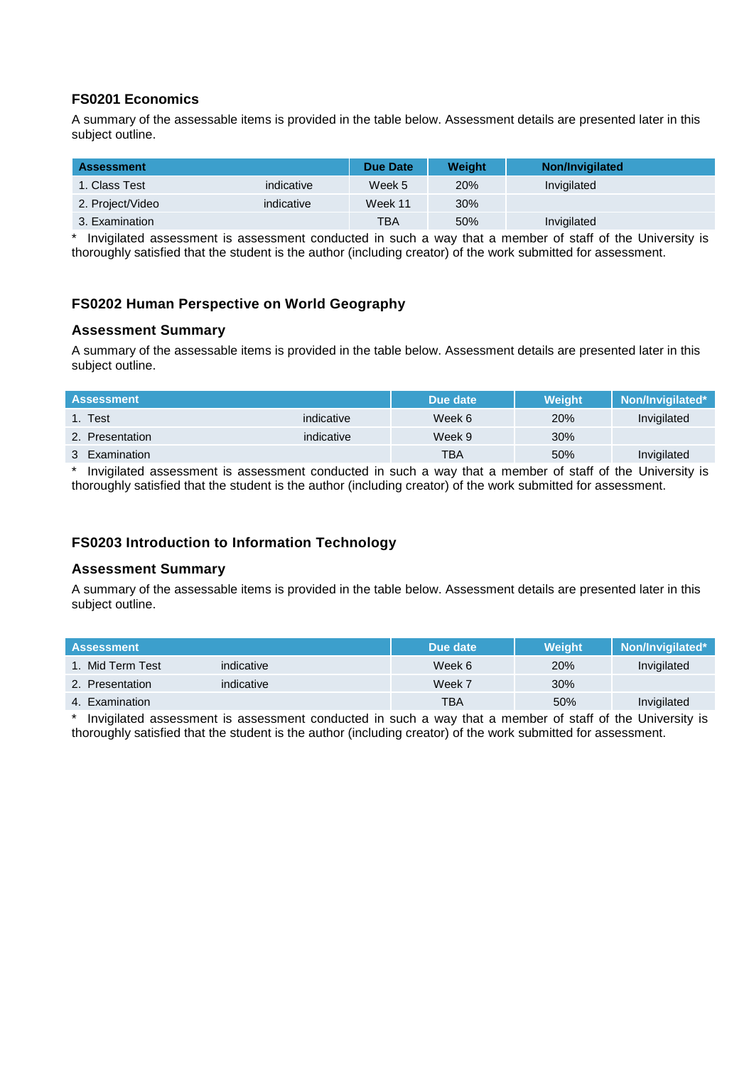### FS0201 Economics

A summary of the assessable items is provided in the table below. Assessment details are presented later in this subject outline.

| Assessment | | Due Date | Weight | Non/Invigilated |
|---|---|---|---|---|
| 1. Class Test | indicative | Week 5 | 20% | Invigilated |
| 2. Project/Video | indicative | Week 11 | 30% | |
| 3. Examination | | TBA | 50% | Invigilated |

* Invigilated assessment is assessment conducted in such a way that a member of staff of the University is thoroughly satisfied that the student is the author (including creator) of the work submitted for assessment.

### FS0202 Human Perspective on World Geography

### Assessment Summary

A summary of the assessable items is provided in the table below. Assessment details are presented later in this subject outline.

| Assessment | | Due date | Weight | Non/Invigilated* |
|---|---|---|---|---|
| 1. Test | indicative | Week 6 | 20% | Invigilated |
| 2. Presentation | indicative | Week 9 | 30% | |
| 3 Examination | | TBA | 50% | Invigilated |

* Invigilated assessment is assessment conducted in such a way that a member of staff of the University is thoroughly satisfied that the student is the author (including creator) of the work submitted for assessment.

### FS0203 Introduction to Information Technology

### Assessment Summary

A summary of the assessable items is provided in the table below. Assessment details are presented later in this subject outline.

| Assessment | | Due date | Weight | Non/Invigilated* |
|---|---|---|---|---|
| 1. Mid Term Test | indicative | Week 6 | 20% | Invigilated |
| 2. Presentation | indicative | Week 7 | 30% | |
| 4. Examination | | TBA | 50% | Invigilated |

* Invigilated assessment is assessment conducted in such a way that a member of staff of the University is thoroughly satisfied that the student is the author (including creator) of the work submitted for assessment.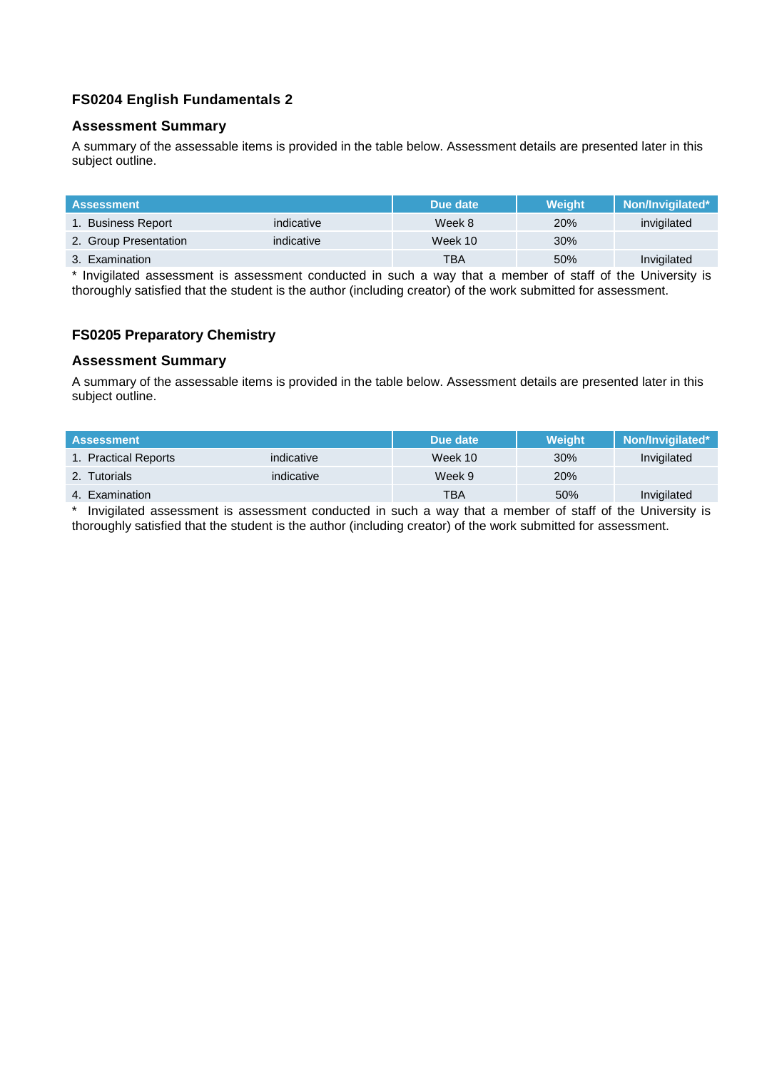### FS0204 English Fundamentals 2

#### Assessment Summary

A summary of the assessable items is provided in the table below. Assessment details are presented later in this subject outline.

| Assessment | | Due date | Weight | Non/Invigilated* |
|---|---|---|---|---|
| 1. Business Report | indicative | Week 8 | 20% | invigilated |
| 2. Group Presentation | indicative | Week 10 | 30% | |
| 3. Examination | | TBA | 50% | Invigilated |

* Invigilated assessment is assessment conducted in such a way that a member of staff of the University is thoroughly satisfied that the student is the author (including creator) of the work submitted for assessment.

### FS0205 Preparatory Chemistry

#### Assessment Summary

A summary of the assessable items is provided in the table below. Assessment details are presented later in this subject outline.

| Assessment | | Due date | Weight | Non/Invigilated* |
|---|---|---|---|---|
| 1. Practical Reports | indicative | Week 10 | 30% | Invigilated |
| 2. Tutorials | indicative | Week 9 | 20% | |
| 4. Examination | | TBA | 50% | Invigilated |

* Invigilated assessment is assessment conducted in such a way that a member of staff of the University is thoroughly satisfied that the student is the author (including creator) of the work submitted for assessment.